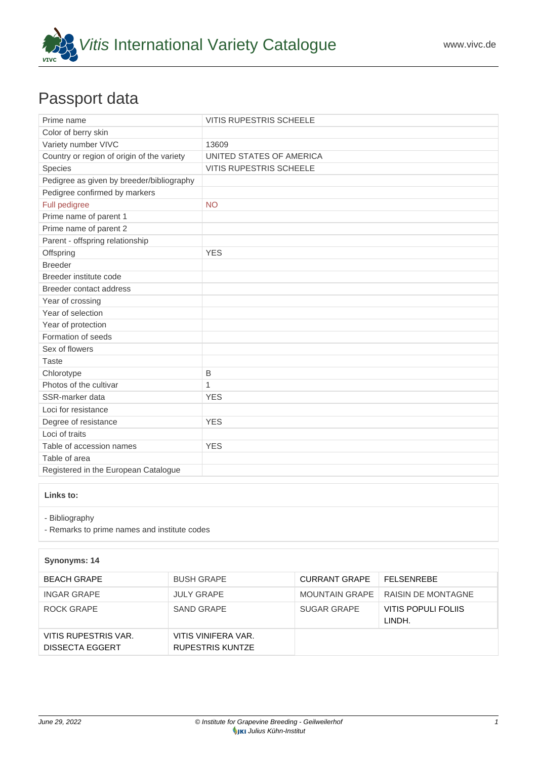# *Vitis* International Variety Catalogue

www.vivc.de

## Passport data

| Prime name | VITIS RUPESTRIS SCHEELE |
|---|---|
| Color of berry skin | |
| Variety number VIVC | 13609 |
| Country or region of origin of the variety | UNITED STATES OF AMERICA |
| Species | VITIS RUPESTRIS SCHEELE |
| Pedigree as given by breeder/bibliography | |
| Pedigree confirmed by markers | |
| Full pedigree | NO |
| Prime name of parent 1 | |
| Prime name of parent 2 | |
| Parent - offspring relationship | |
| Offspring | YES |
| Breeder | |
| Breeder institute code | |
| Breeder contact address | |
| Year of crossing | |
| Year of selection | |
| Year of protection | |
| Formation of seeds | |
| Sex of flowers | |
| Taste | |
| Chlorotype | B |
| Photos of the cultivar | 1 |
| SSR-marker data | YES |
| Loci for resistance | |
| Degree of resistance | YES |
| Loci of traits | |
| Table of accession names | YES |
| Table of area | |
| Registered in the European Catalogue | |

**Links to:**

- Bibliography
- Remarks to prime names and institute codes

**Synonyms: 14**

| | | | |
|---|---|---|---|
| BEACH GRAPE | BUSH GRAPE | CURRANT GRAPE | FELSENREBE |
| INGAR GRAPE | JULY GRAPE | MOUNTAIN GRAPE | RAISIN DE MONTAGNE |
| ROCK GRAPE | SAND GRAPE | SUGAR GRAPE | VITIS POPULI FOLIIS LINDH. |
| VITIS RUPESTRIS VAR. DISSECTA EGGERT | VITIS VINIFERA VAR. RUPESTRIS KUNTZE | | |

June 29, 2022 © Institute for Grapevine Breeding - Geilweilerhof
Julius Kühn-Institut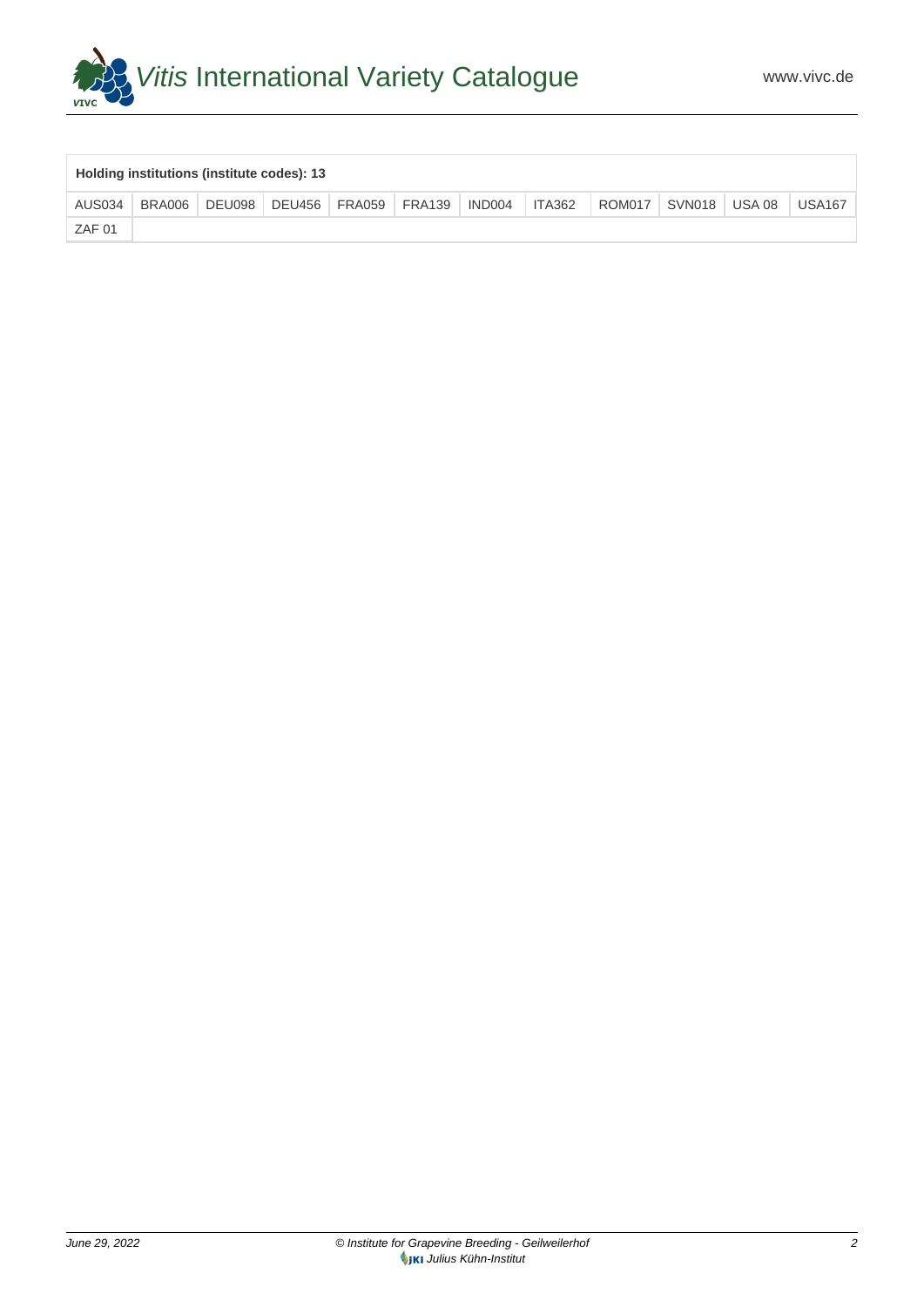**Holding institutions (institute codes): 13**

| | | | | | | | | | | | |
|---|---|---|---|---|---|---|---|---|---|---|---|
| AUS034 | BRA006 | DEU098 | DEU456 | FRA059 | FRA139 | IND004 | ITA362 | ROM017 | SVN018 | USA 08 | USA167 |
| ZAF 01 | | | | | | | | | | | |